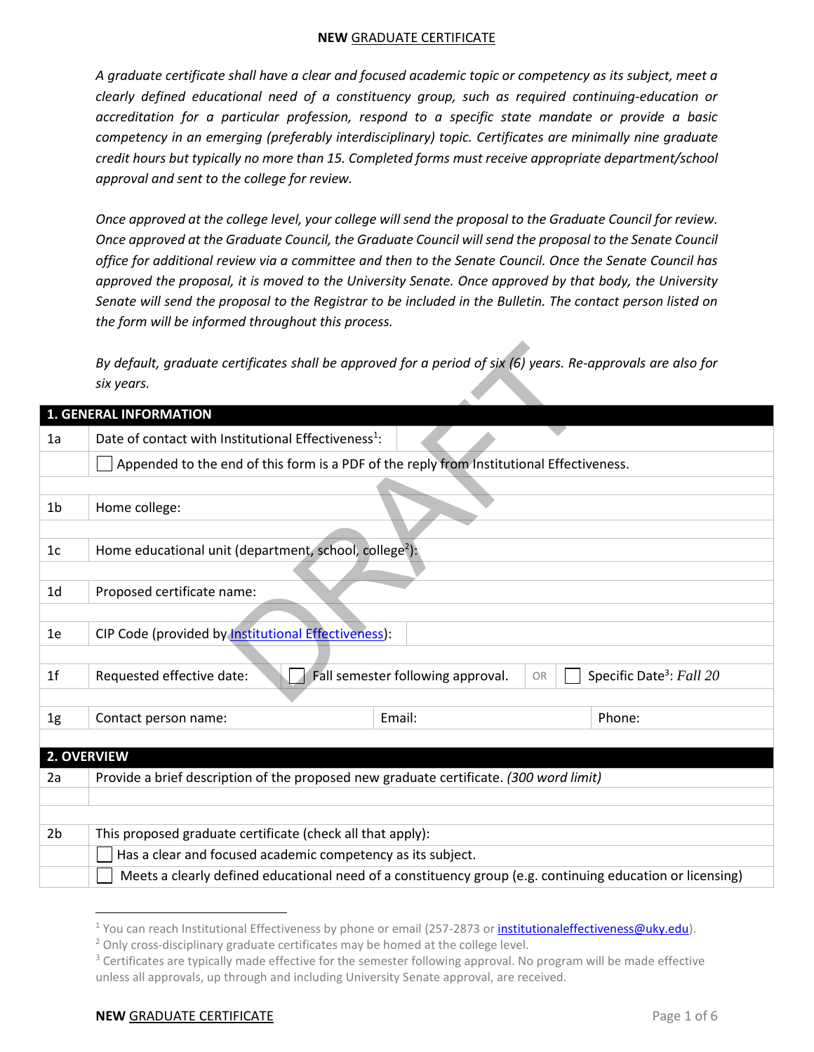# **NEW** GRADUATE CERTIFICATE

*A graduate certificate shall have a clear and focused academic topic or competency as its subject, meet a clearly defined educational need of a constituency group, such as required continuing-education or accreditation for a particular profession, respond to a specific state mandate or provide a basic competency in an emerging (preferably interdisciplinary) topic. Certificates are minimally nine graduate credit hours but typically no more than 15. Completed forms must receive appropriate department/school approval and sent to the college for review.*

*Once approved at the college level, your college will send the proposal to the Graduate Council for review. Once approved at the Graduate Council, the Graduate Council will send the proposal to the Senate Council office for additional review via a committee and then to the Senate Council. Once the Senate Council has approved the proposal, it is moved to the University Senate. Once approved by that body, the University Senate will send the proposal to the Registrar to be included in the Bulletin. The contact person listed on the form will be informed throughout this process.*

*By default, graduate certificates shall be approved for a period of six (6) years. Re-approvals are also for six years.*

DRAFT

| **1. GENERAL INFORMATION** | | | | |
|---|---|---|---|---|
| 1a | Date of contact with Institutional Effectiveness[1]: | | | |
| | ☐ Appended to the end of this form is a PDF of the reply from Institutional Effectiveness. | | | |
| 1b | Home college: | | | |
| 1c | Home educational unit (department, school, college[2]): | | | |
| 1d | Proposed certificate name: | | | |
| 1e | CIP Code (provided by Institutional Effectiveness): | | | |
| 1f | Requested effective date: | ☐ Fall semester following approval. | OR | ☐ Specific Date[3]: *Fall 20* |
| 1g | Contact person name: | Email: | | Phone: |

| **2. OVERVIEW** | |
|---|---|
| 2a | Provide a brief description of the proposed new graduate certificate. *(300 word limit)* |
| | |
| 2b | This proposed graduate certificate (check all that apply): |
| | ☐ Has a clear and focused academic competency as its subject. |
| | ☐ Meets a clearly defined educational need of a constituency group (e.g. continuing education or licensing) |

[1] You can reach Institutional Effectiveness by phone or email (257-2873 or institutionaleffectiveness@uky.edu).

[2] Only cross-disciplinary graduate certificates may be homed at the college level.

[3] Certificates are typically made effective for the semester following approval. No program will be made effective unless all approvals, up through and including University Senate approval, are received.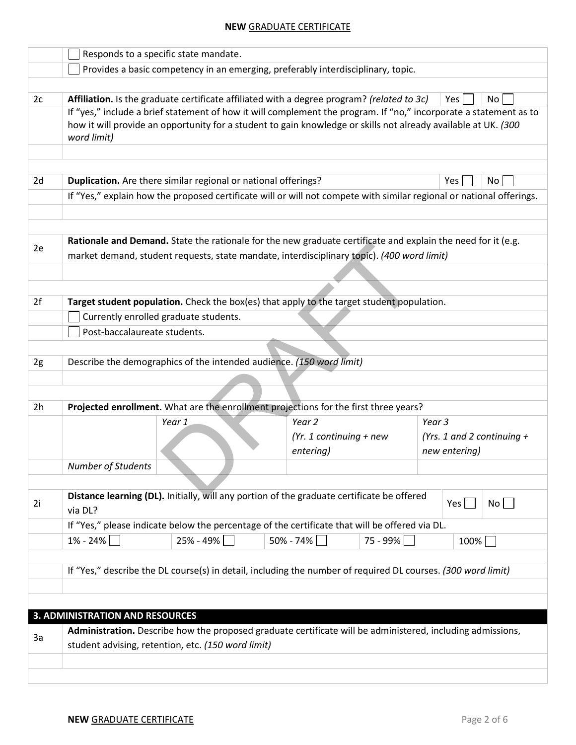| | |
|---|---|
| | ☐ Responds to a specific state mandate. |
| | ☐ Provides a basic competency in an emerging, preferably interdisciplinary, topic. |

| | | | |
|---|---|---|---|
| 2c | **Affiliation.** Is the graduate certificate affiliated with a degree program? *(related to 3c)* | Yes ☐ | No ☐ |
| | If "yes," include a brief statement of how it will complement the program. If "no," incorporate a statement as to how it will provide an opportunity for a student to gain knowledge or skills not already available at UK. *(300 word limit)* | | |
| | | | |

| | | | |
|---|---|---|---|
| 2d | **Duplication.** Are there similar regional or national offerings? | Yes ☐ | No ☐ |
| | If "Yes," explain how the proposed certificate will or will not compete with similar regional or national offerings. | | |
| | | | |

| | |
|---|---|
| 2e | **Rationale and Demand.** State the rationale for the new graduate certificate and explain the need for it (e.g. market demand, student requests, state mandate, interdisciplinary topic). *(400 word limit)* |
| | |

| | |
|---|---|
| 2f | **Target student population.** Check the box(es) that apply to the target student population. |
| | ☐ Currently enrolled graduate students. |
| | ☐ Post-baccalaureate students. |

| | |
|---|---|
| 2g | Describe the demographics of the intended audience. *(150 word limit)* |
| | |

| | | | | |
|---|---|---|---|---|
| 2h | **Projected enrollment.** What are the enrollment projections for the first three years? | | | |
| | | *Year 1* | *Year 2 (Yr. 1 continuing + new entering)* | *Year 3 (Yrs. 1 and 2 continuing + new entering)* |
| | *Number of Students* | | | |

| | | | | | |
|---|---|---|---|---|---|
| 2i | **Distance learning (DL).** Initially, will any portion of the graduate certificate be offered via DL? | | | Yes ☐ | No ☐ |
| | If "Yes," please indicate below the percentage of the certificate that will be offered via DL. | | | | |
| | 1% - 24% ☐ | 25% - 49% ☐ | 50% - 74% ☐ | 75 - 99% ☐ | 100% ☐ |
| | If "Yes," describe the DL course(s) in detail, including the number of required DL courses. *(300 word limit)* | | | | |
| | | | | | |

## 3. ADMINISTRATION AND RESOURCES

| | |
|---|---|
| 3a | **Administration.** Describe how the proposed graduate certificate will be administered, including admissions, student advising, retention, etc. *(150 word limit)* |
| | |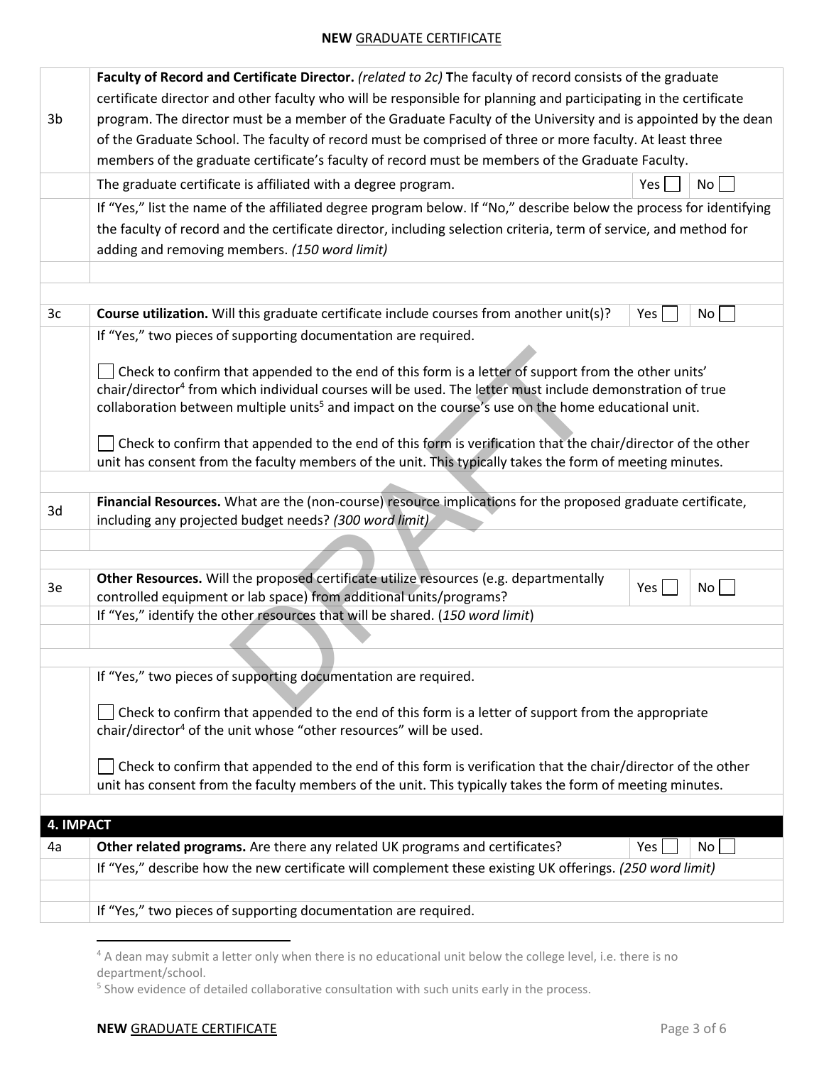| | |
|---|---|
| 3b | **Faculty of Record and Certificate Director.** *(related to 2c)* **T**he faculty of record consists of the graduate certificate director and other faculty who will be responsible for planning and participating in the certificate program. The director must be a member of the Graduate Faculty of the University and is appointed by the dean of the Graduate School. The faculty of record must be comprised of three or more faculty. At least three members of the graduate certificate's faculty of record must be members of the Graduate Faculty. |
| | The graduate certificate is affiliated with a degree program. Yes ☐ No ☐ |
| | If "Yes," list the name of the affiliated degree program below. If "No," describe below the process for identifying the faculty of record and the certificate director, including selection criteria, term of service, and method for adding and removing members. *(150 word limit)* |
| | |
| 3c | **Course utilization.** Will this graduate certificate include courses from another unit(s)? Yes ☐ No ☐ |
| | If "Yes," two pieces of supporting documentation are required.<br><br>☐ Check to confirm that appended to the end of this form is a letter of support from the other units' chair/director[4] from which individual courses will be used. The letter must include demonstration of true collaboration between multiple units[5] and impact on the course's use on the home educational unit.<br><br>☐ Check to confirm that appended to the end of this form is verification that the chair/director of the other unit has consent from the faculty members of the unit. This typically takes the form of meeting minutes. |
| 3d | **Financial Resources.** What are the (non-course) resource implications for the proposed graduate certificate, including any projected budget needs? *(300 word limit)* |
| | |
| 3e | **Other Resources.** Will the proposed certificate utilize resources (e.g. departmentally controlled equipment or lab space) from additional units/programs? Yes ☐ No ☐ |
| | If "Yes," identify the other resources that will be shared. (*150 word limit*) |
| | |
| | If "Yes," two pieces of supporting documentation are required.<br><br>☐ Check to confirm that appended to the end of this form is a letter of support from the appropriate chair/director[4] of the unit whose "other resources" will be used.<br><br>☐ Check to confirm that appended to the end of this form is verification that the chair/director of the other unit has consent from the faculty members of the unit. This typically takes the form of meeting minutes. |

## 4. IMPACT

| | |
|---|---|
| 4a | **Other related programs.** Are there any related UK programs and certificates? Yes ☐ No ☐ |
| | If "Yes," describe how the new certificate will complement these existing UK offerings. *(250 word limit)* |
| | |
| | If "Yes," two pieces of supporting documentation are required. |

[4] A dean may submit a letter only when there is no educational unit below the college level, i.e. there is no department/school.

[5] Show evidence of detailed collaborative consultation with such units early in the process.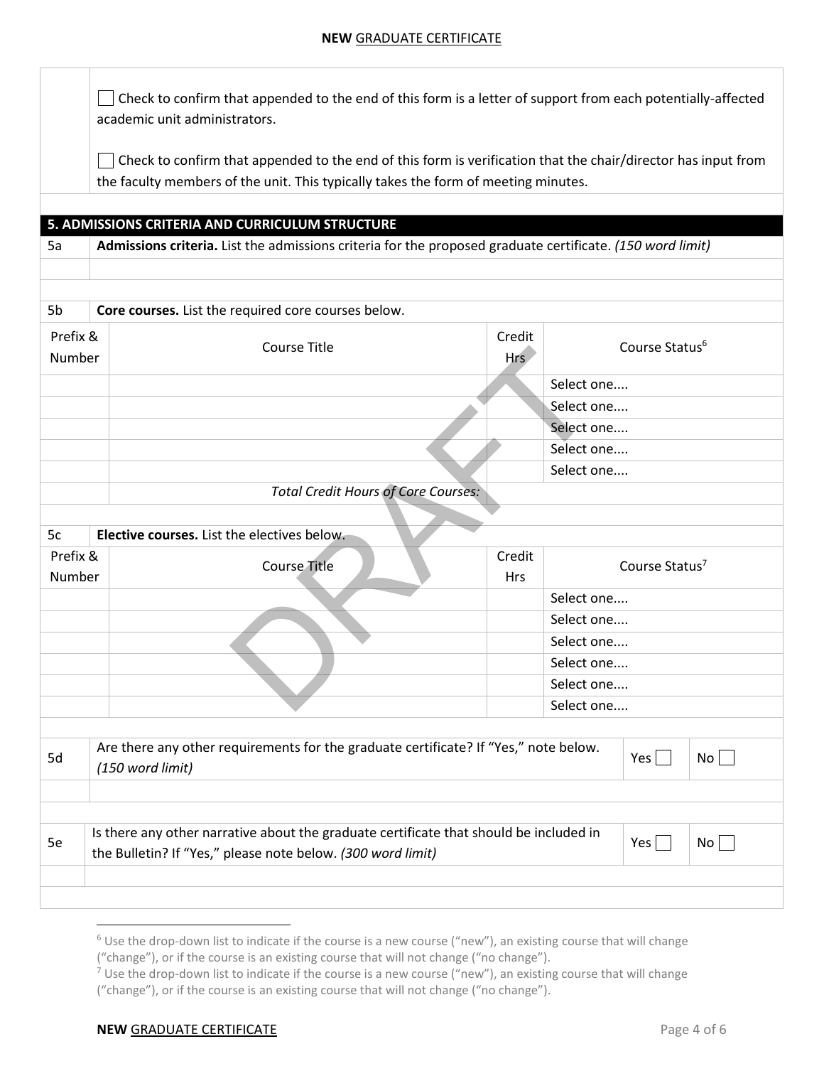☐ Check to confirm that appended to the end of this form is a letter of support from each potentially-affected academic unit administrators.

☐ Check to confirm that appended to the end of this form is verification that the chair/director has input from the faculty members of the unit. This typically takes the form of meeting minutes.

## 5. ADMISSIONS CRITERIA AND CURRICULUM STRUCTURE

**5a** **Admissions criteria.** List the admissions criteria for the proposed graduate certificate. *(150 word limit)*

**5b** **Core courses.** List the required core courses below.

| Prefix & Number | Course Title | Credit Hrs | Course Status[6] |
|---|---|---|---|
| | | | Select one.... |
| | | | Select one.... |
| | | | Select one.... |
| | | | Select one.... |
| | | | Select one.... |
| | *Total Credit Hours of Core Courses:* | | |

**5c** **Elective courses.** List the electives below.

| Prefix & Number | Course Title | Credit Hrs | Course Status[7] |
|---|---|---|---|
| | | | Select one.... |
| | | | Select one.... |
| | | | Select one.... |
| | | | Select one.... |
| | | | Select one.... |
| | | | Select one.... |

**5d** Are there any other requirements for the graduate certificate? If "Yes," note below. *(150 word limit)* Yes ☐ No ☐

**5e** Is there any other narrative about the graduate certificate that should be included in the Bulletin? If "Yes," please note below. *(300 word limit)* Yes ☐ No ☐

---

[6] Use the drop-down list to indicate if the course is a new course ("new"), an existing course that will change ("change"), or if the course is an existing course that will not change ("no change").

[7] Use the drop-down list to indicate if the course is a new course ("new"), an existing course that will change ("change"), or if the course is an existing course that will not change ("no change").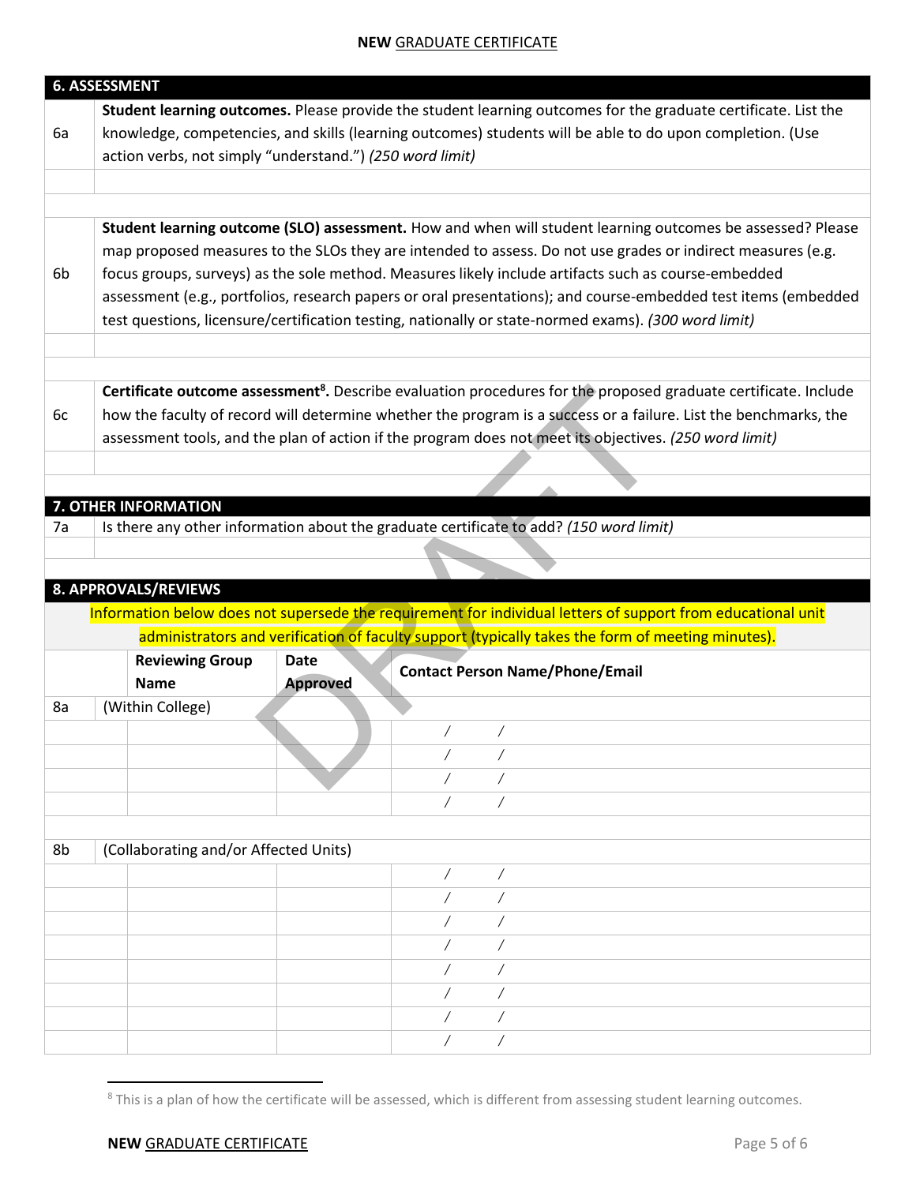## 6. ASSESSMENT

| | |
|---|---|
| 6a | **Student learning outcomes.** Please provide the student learning outcomes for the graduate certificate. List the knowledge, competencies, and skills (learning outcomes) students will be able to do upon completion. (Use action verbs, not simply "understand.") *(250 word limit)* |
| | |
| 6b | **Student learning outcome (SLO) assessment.** How and when will student learning outcomes be assessed? Please map proposed measures to the SLOs they are intended to assess. Do not use grades or indirect measures (e.g. focus groups, surveys) as the sole method. Measures likely include artifacts such as course-embedded assessment (e.g., portfolios, research papers or oral presentations); and course-embedded test items (embedded test questions, licensure/certification testing, nationally or state-normed exams). *(300 word limit)* |
| | |
| 6c | **Certificate outcome assessment[8].** Describe evaluation procedures for the proposed graduate certificate. Include how the faculty of record will determine whether the program is a success or a failure. List the benchmarks, the assessment tools, and the plan of action if the program does not meet its objectives. *(250 word limit)* |
| | |

## 7. OTHER INFORMATION

| | |
|---|---|
| 7a | Is there any other information about the graduate certificate to add? *(150 word limit)* |
| | |

## 8. APPROVALS/REVIEWS

Information below does not supersede the requirement for individual letters of support from educational unit administrators and verification of faculty support (typically takes the form of meeting minutes).

| | Reviewing Group Name | Date Approved | Contact Person Name/Phone/Email |
|---|---|---|---|
| 8a | (Within College) | | |
| | | | / / |
| | | | / / |
| | | | / / |
| | | | / / |
| | | | |
| 8b | (Collaborating and/or Affected Units) | | |
| | | | / / |
| | | | / / |
| | | | / / |
| | | | / / |
| | | | / / |
| | | | / / |
| | | | / / |
| | | | / / |

[8] This is a plan of how the certificate will be assessed, which is different from assessing student learning outcomes.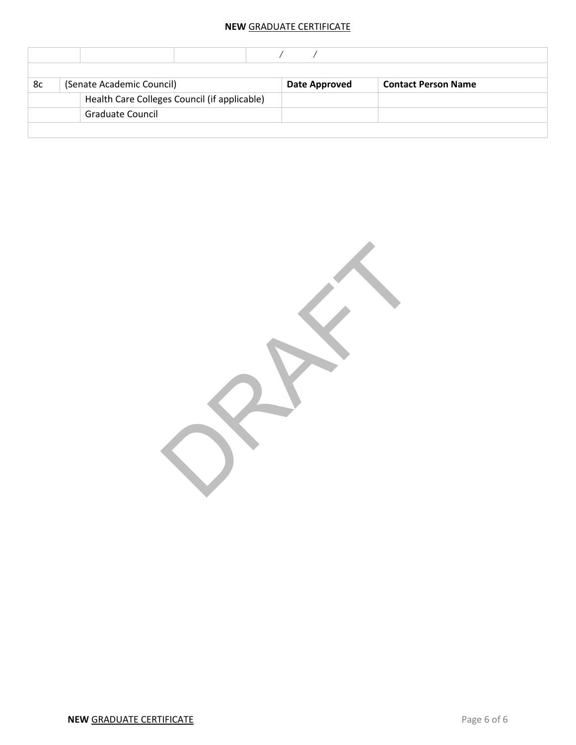| | | | | | |
|---|---|---|---|---|---|
| | | | / / | | |
| | | | | | |
| 8c | (Senate Academic Council) | | | Date Approved | Contact Person Name |
| | Health Care Colleges Council (if applicable) | | | | |
| | Graduate Council | | | | |
| | | | | | |

DRAFT